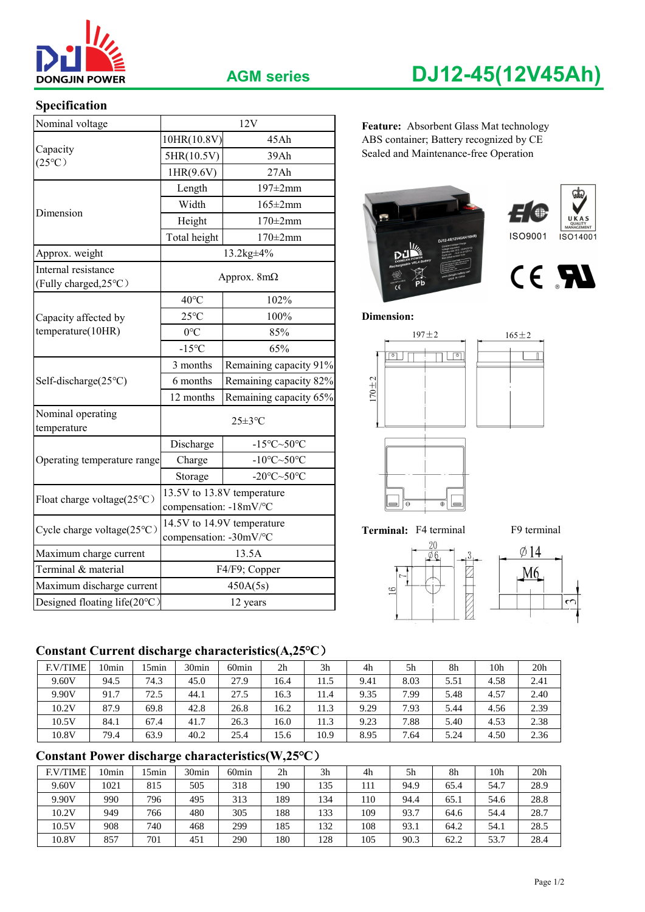DONGJIN POWER

AGM series

# DJ12-45(12V45Ah)

## Specification

| | | |
|---|---|---|
| Nominal voltage | 12V | |
| Capacity (25°C) | 10HR(10.8V) | 45Ah |
| | 5HR(10.5V) | 39Ah |
| | 1HR(9.6V) | 27Ah |
| Dimension | Length | 197±2mm |
| | Width | 165±2mm |
| | Height | 170±2mm |
| | Total height | 170±2mm |
| Approx. weight | 13.2kg±4% | |
| Internal resistance (Fully charged,25°C) | Approx. 8mΩ | |
| Capacity affected by temperature(10HR) | 40°C | 102% |
| | 25°C | 100% |
| | 0°C | 85% |
| | -15°C | 65% |
| Self-discharge(25°C) | 3 months | Remaining capacity 91% |
| | 6 months | Remaining capacity 82% |
| | 12 months | Remaining capacity 65% |
| Nominal operating temperature | 25±3°C | |
| Operating temperature range | Discharge | -15°C~50°C |
| | Charge | -10°C~50°C |
| | Storage | -20°C~50°C |
| Float charge voltage(25°C) | 13.5V to 13.8V temperature compensation: -18mV/°C | |
| Cycle charge voltage(25°C) | 14.5V to 14.9V temperature compensation: -30mV/°C | |
| Maximum charge current | 13.5A | |
| Terminal & material | F4/F9; Copper | |
| Maximum discharge current | 450A(5s) | |
| Designed floating life(20°C) | 12 years | |

**Feature:** Absorbent Glass Mat technology
ABS container; Battery recognized by CE
Sealed and Maintenance-free Operation

ISO9001 ISO14001

**Dimension:**

197±2 165±2 170±2

**Terminal:** F4 terminal F9 terminal

20 Ø6 3 7 16 Ø14 M6 3

## Constant Current discharge characteristics(A,25°C)

| F.V/TIME | 10min | 15min | 30min | 60min | 2h | 3h | 4h | 5h | 8h | 10h | 20h |
|---|---|---|---|---|---|---|---|---|---|---|---|
| 9.60V | 94.5 | 74.3 | 45.0 | 27.9 | 16.4 | 11.5 | 9.41 | 8.03 | 5.51 | 4.58 | 2.41 |
| 9.90V | 91.7 | 72.5 | 44.1 | 27.5 | 16.3 | 11.4 | 9.35 | 7.99 | 5.48 | 4.57 | 2.40 |
| 10.2V | 87.9 | 69.8 | 42.8 | 26.8 | 16.2 | 11.3 | 9.29 | 7.93 | 5.44 | 4.56 | 2.39 |
| 10.5V | 84.1 | 67.4 | 41.7 | 26.3 | 16.0 | 11.3 | 9.23 | 7.88 | 5.40 | 4.53 | 2.38 |
| 10.8V | 79.4 | 63.9 | 40.2 | 25.4 | 15.6 | 10.9 | 8.95 | 7.64 | 5.24 | 4.50 | 2.36 |

## Constant Power discharge characteristics(W,25°C)

| F.V/TIME | 10min | 15min | 30min | 60min | 2h | 3h | 4h | 5h | 8h | 10h | 20h |
|---|---|---|---|---|---|---|---|---|---|---|---|
| 9.60V | 1021 | 815 | 505 | 318 | 190 | 135 | 111 | 94.9 | 65.4 | 54.7 | 28.9 |
| 9.90V | 990 | 796 | 495 | 313 | 189 | 134 | 110 | 94.4 | 65.1 | 54.6 | 28.8 |
| 10.2V | 949 | 766 | 480 | 305 | 188 | 133 | 109 | 93.7 | 64.6 | 54.4 | 28.7 |
| 10.5V | 908 | 740 | 468 | 299 | 185 | 132 | 108 | 93.1 | 64.2 | 54.1 | 28.5 |
| 10.8V | 857 | 701 | 451 | 290 | 180 | 128 | 105 | 90.3 | 62.2 | 53.7 | 28.4 |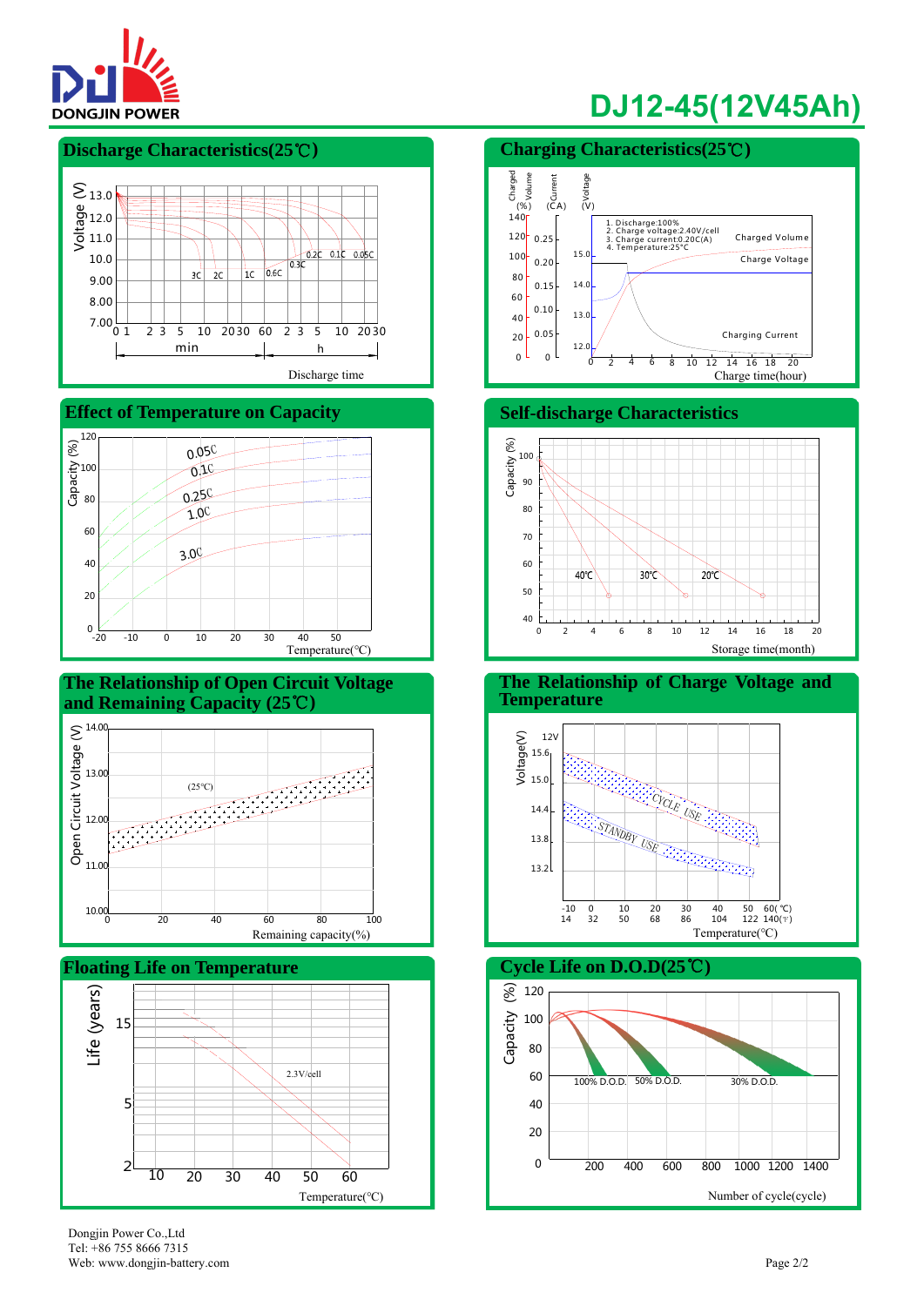# DJ12-45(12V45Ah)

## Discharge Characteristics(25℃)

Voltage (V)
13.0
12.0
11.0
10.0
9.00
8.00
7.00
0 1 2 3 5 10 20 30 60 2 3 5 10 20 30
min
h
3C 2C 1C 0.6C 0.3C 0.2C 0.1C 0.05C
Discharge time

## Charging Characteristics(25℃)

Charged Volume (%)
Current (CA)
Voltage (V)
140
120
100
80
60
40
20
0
0.25
0.20
0.15
0.10
0.05
0
15.0
14.0
13.0
12.0
1. Discharge:100%
2. Charge voltage:2.40V/cell
3. Charge current:0.20C(A)
4. Temperature:25°C
Charged Volume
Charge Voltage
Charging Current
0 2 4 6 8 10 12 14 16 18 20
Charge time(hour)

## Effect of Temperature on Capacity

Capacity (%)
120
100
80
60
40
20
0
0.05C
0.1C
0.25C
1.0C
3.0C
-20 -10 0 10 20 30 40 50
Temperature(℃)

## Self-discharge Characteristics

Capacity (%)
100
90
80
70
60
50
40
40℃
30℃
20℃
0 2 4 6 8 10 12 14 16 18 20
Storage time(month)

## The Relationship of Open Circuit Voltage and Remaining Capacity (25℃)

Open Circuit Voltage (V)
14.00
13.00
12.00
11.00
10.00
(25℃)
0 20 40 60 80 100
Remaining capacity(%)

## The Relationship of Charge Voltage and Temperature

Voltage(V)
12V
15.6
15.0
14.4
13.8
13.2
CYCLE USE
STANDBY USE
-10 0 10 20 30 40 50 60(℃)
14 32 50 68 86 104 122 140(℉)
Temperature(℃)

## Floating Life on Temperature

Life (years)
15
5
2
2.3V/cell
10 20 30 40 50 60
Temperature(℃)

## Cycle Life on D.O.D(25℃)

Capacity (%)
120
100
80
60
40
20
0
100% D.O.D.
50% D.O.D.
30% D.O.D.
200 400 600 800 1000 1200 1400
Number of cycle(cycle)

Dongjin Power Co.,Ltd
Tel: +86 755 8666 7315
Web: www.dongjin-battery.com